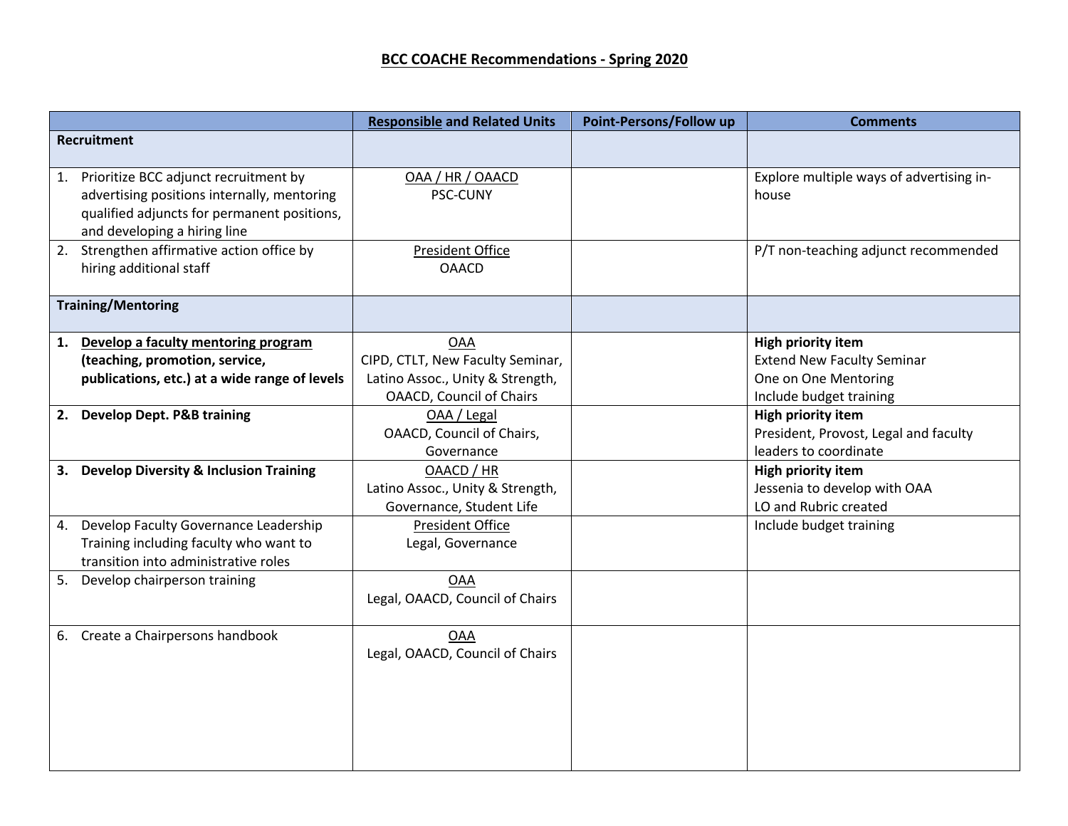# BCC COACHE Recommendations - Spring 2020

| | Responsible and Related Units | Point-Persons/Follow up | Comments |
|---|---|---|---|
| **Recruitment** | | | |
| 1. Prioritize BCC adjunct recruitment by advertising positions internally, mentoring qualified adjuncts for permanent positions, and developing a hiring line | OAA / HR / OAACD<br>PSC-CUNY | | Explore multiple ways of advertising in-house |
| 2. Strengthen affirmative action office by hiring additional staff | President Office<br>OAACD | | P/T non-teaching adjunct recommended |
| **Training/Mentoring** | | | |
| **1. Develop a faculty mentoring program (teaching, promotion, service, publications, etc.) at a wide range of levels** | OAA<br>CIPD, CTLT, New Faculty Seminar, Latino Assoc., Unity & Strength, OAACD, Council of Chairs | | **High priority item**<br>Extend New Faculty Seminar<br>One on One Mentoring<br>Include budget training |
| **2. Develop Dept. P&B training** | OAA / Legal<br>OAACD, Council of Chairs, Governance | | **High priority item**<br>President, Provost, Legal and faculty leaders to coordinate |
| **3. Develop Diversity & Inclusion Training** | OAACD / HR<br>Latino Assoc., Unity & Strength, Governance, Student Life | | **High priority item**<br>Jessenia to develop with OAA<br>LO and Rubric created |
| 4. Develop Faculty Governance Leadership Training including faculty who want to transition into administrative roles | President Office<br>Legal, Governance | | Include budget training |
| 5. Develop chairperson training | OAA<br>Legal, OAACD, Council of Chairs | | |
| 6. Create a Chairpersons handbook | OAA<br>Legal, OAACD, Council of Chairs | | |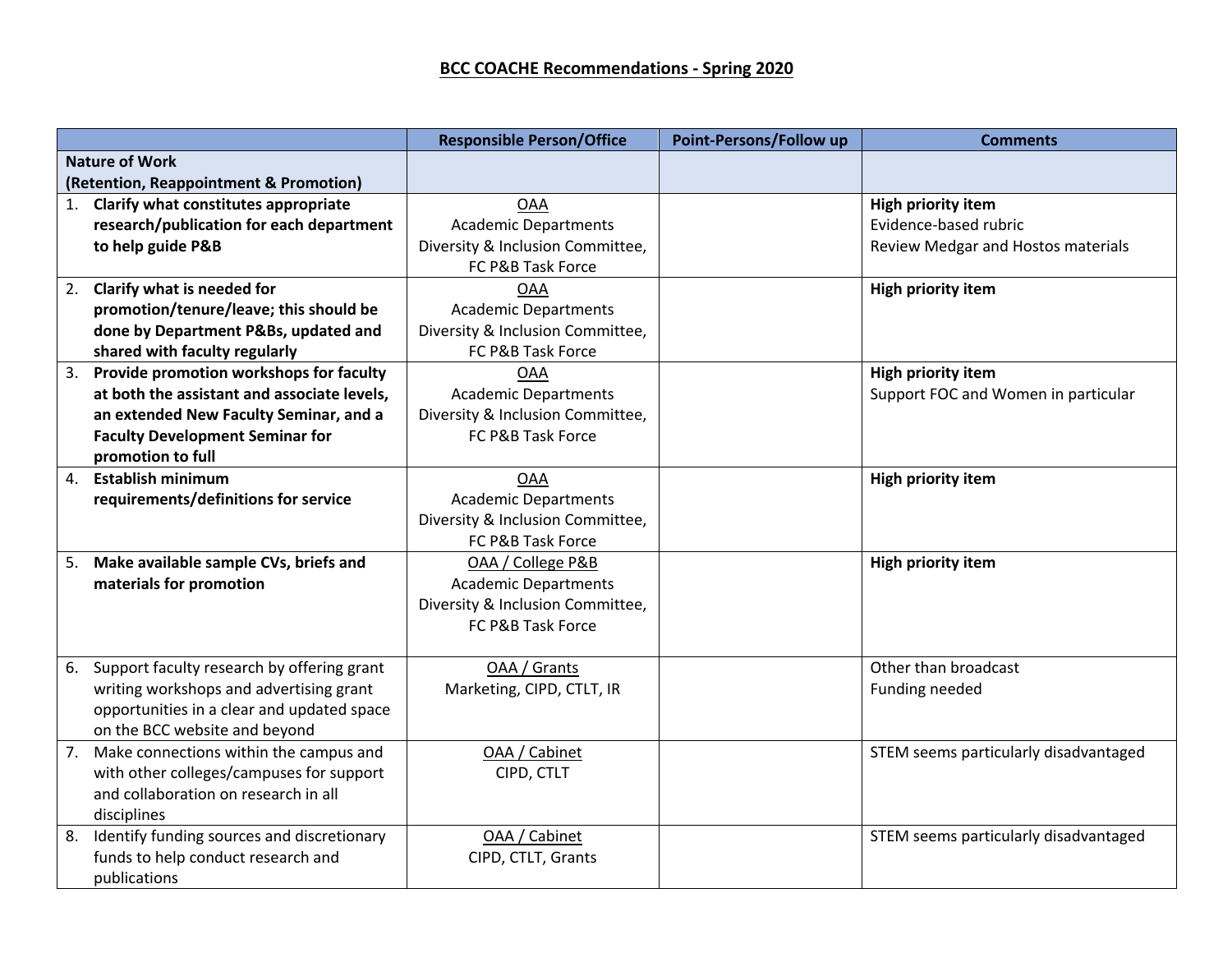**BCC COACHE Recommendations - Spring 2020**

| | Responsible Person/Office | Point-Persons/Follow up | Comments |
|---|---|---|---|
| **Nature of Work (Retention, Reappointment & Promotion)** | | | |
| 1. **Clarify what constitutes appropriate research/publication for each department to help guide P&B** | OAA<br>Academic Departments<br>Diversity & Inclusion Committee, FC P&B Task Force | | **High priority item**<br>Evidence-based rubric<br>Review Medgar and Hostos materials |
| 2. **Clarify what is needed for promotion/tenure/leave; this should be done by Department P&Bs, updated and shared with faculty regularly** | OAA<br>Academic Departments<br>Diversity & Inclusion Committee, FC P&B Task Force | | **High priority item** |
| 3. **Provide promotion workshops for faculty at both the assistant and associate levels, an extended New Faculty Seminar, and a Faculty Development Seminar for promotion to full** | OAA<br>Academic Departments<br>Diversity & Inclusion Committee, FC P&B Task Force | | **High priority item**<br>Support FOC and Women in particular |
| 4. **Establish minimum requirements/definitions for service** | OAA<br>Academic Departments<br>Diversity & Inclusion Committee, FC P&B Task Force | | **High priority item** |
| 5. **Make available sample CVs, briefs and materials for promotion** | OAA / College P&B<br>Academic Departments<br>Diversity & Inclusion Committee, FC P&B Task Force | | **High priority item** |
| 6. Support faculty research by offering grant writing workshops and advertising grant opportunities in a clear and updated space on the BCC website and beyond | OAA / Grants<br>Marketing, CIPD, CTLT, IR | | Other than broadcast<br>Funding needed |
| 7. Make connections within the campus and with other colleges/campuses for support and collaboration on research in all disciplines | OAA / Cabinet<br>CIPD, CTLT | | STEM seems particularly disadvantaged |
| 8. Identify funding sources and discretionary funds to help conduct research and publications | OAA / Cabinet<br>CIPD, CTLT, Grants | | STEM seems particularly disadvantaged |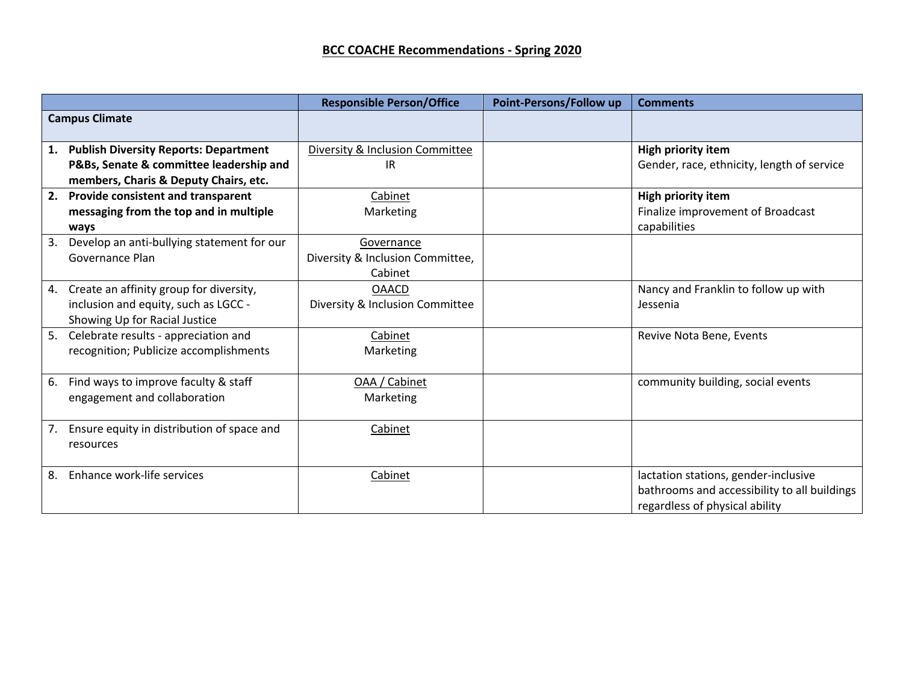## BCC COACHE Recommendations - Spring 2020

| | Responsible Person/Office | Point-Persons/Follow up | Comments |
|---|---|---|---|
| **Campus Climate** | | | |
| **1. Publish Diversity Reports: Department P&Bs, Senate & committee leadership and members, Charis & Deputy Chairs, etc.** | Diversity & Inclusion Committee<br>IR | | **High priority item**<br>Gender, race, ethnicity, length of service |
| **2. Provide consistent and transparent messaging from the top and in multiple ways** | Cabinet<br>Marketing | | **High priority item**<br>Finalize improvement of Broadcast capabilities |
| 3. Develop an anti-bullying statement for our Governance Plan | Governance<br>Diversity & Inclusion Committee, Cabinet | | |
| 4. Create an affinity group for diversity, inclusion and equity, such as LGCC - Showing Up for Racial Justice | OAACD<br>Diversity & Inclusion Committee | | Nancy and Franklin to follow up with Jessenia |
| 5. Celebrate results - appreciation and recognition; Publicize accomplishments | Cabinet<br>Marketing | | Revive Nota Bene, Events |
| 6. Find ways to improve faculty & staff engagement and collaboration | OAA / Cabinet<br>Marketing | | community building, social events |
| 7. Ensure equity in distribution of space and resources | Cabinet | | |
| 8. Enhance work-life services | Cabinet | | lactation stations, gender-inclusive bathrooms and accessibility to all buildings regardless of physical ability |